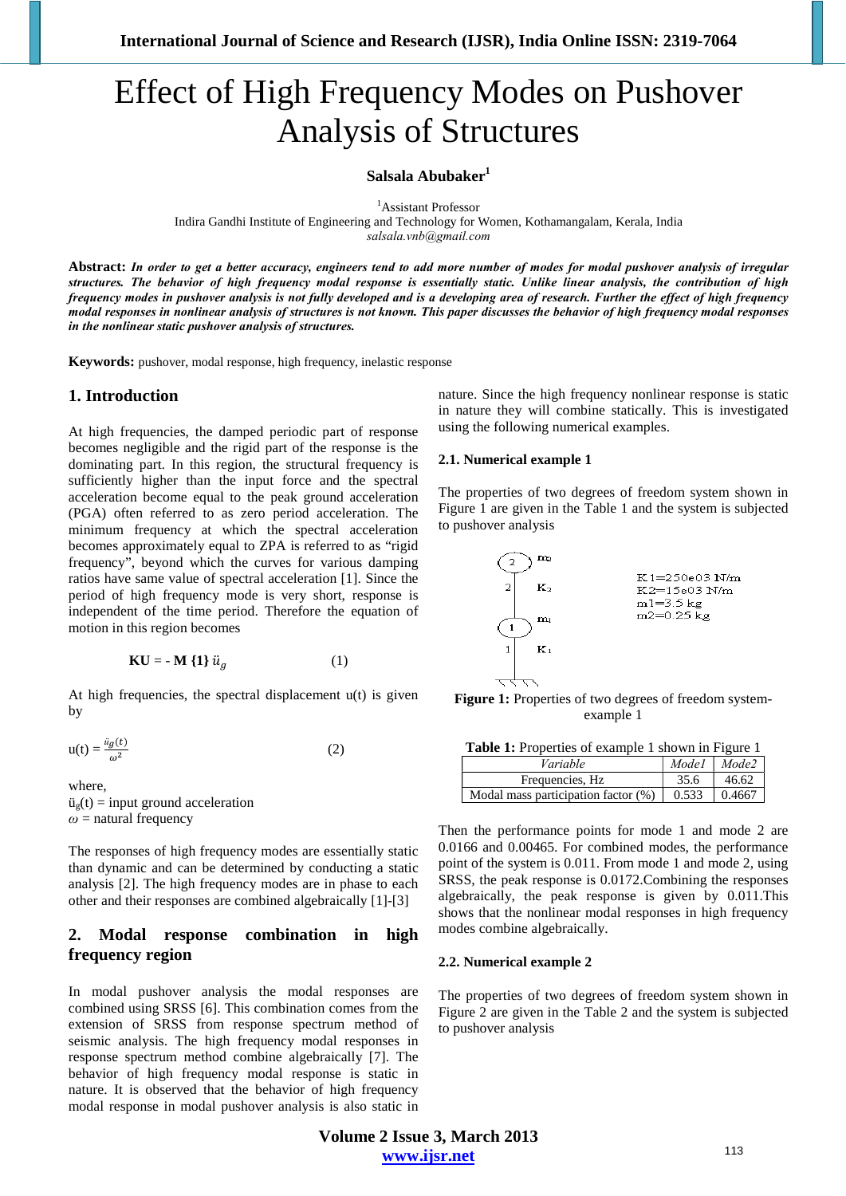# Effect of High Frequency Modes on Pushover Analysis of Structures

**Salsala Abubaker**[1]

[1]Assistant Professor
Indira Gandhi Institute of Engineering and Technology for Women, Kothamangalam, Kerala, India
*salsala.vnb@gmail.com*

**Abstract:** ***In order to get a better accuracy, engineers tend to add more number of modes for modal pushover analysis of irregular structures. The behavior of high frequency modal response is essentially static. Unlike linear analysis, the contribution of high frequency modes in pushover analysis is not fully developed and is a developing area of research. Further the effect of high frequency modal responses in nonlinear analysis of structures is not known. This paper discusses the behavior of high frequency modal responses in the nonlinear static pushover analysis of structures.***

**Keywords:** pushover, modal response, high frequency, inelastic response

## 1. Introduction

At high frequencies, the damped periodic part of response becomes negligible and the rigid part of the response is the dominating part. In this region, the structural frequency is sufficiently higher than the input force and the spectral acceleration become equal to the peak ground acceleration (PGA) often referred to as zero period acceleration. The minimum frequency at which the spectral acceleration becomes approximately equal to ZPA is referred to as "rigid frequency", beyond which the curves for various damping ratios have same value of spectral acceleration [1]. Since the period of high frequency mode is very short, response is independent of the time period. Therefore the equation of motion in this region becomes

$$\mathbf{KU} = -\mathbf{M}\,\{\mathbf{1}\}\,\ddot{u}_g \qquad (1)$$

At high frequencies, the spectral displacement u(t) is given by

$$u(t) = \frac{\ddot{u}_g(t)}{\omega^2} \qquad (2)$$

where,
$\ddot{u}_g(t)$ = input ground acceleration
$\omega$ = natural frequency

The responses of high frequency modes are essentially static than dynamic and can be determined by conducting a static analysis [2]. The high frequency modes are in phase to each other and their responses are combined algebraically [1]-[3]

## 2. Modal response combination in high frequency region

In modal pushover analysis the modal responses are combined using SRSS [6]. This combination comes from the extension of SRSS from response spectrum method of seismic analysis. The high frequency modal responses in response spectrum method combine algebraically [7]. The behavior of high frequency modal response is static in nature. It is observed that the behavior of high frequency modal response in modal pushover analysis is also static in nature. Since the high frequency nonlinear response is static in nature they will combine statically. This is investigated using the following numerical examples.

### 2.1. Numerical example 1

The properties of two degrees of freedom system shown in Figure 1 are given in the Table 1 and the system is subjected to pushover analysis

$K1=250e03$ N/m
$K2=15e03$ N/m
$m1=3.5$ kg
$m2=0.25$ kg

**Figure 1:** Properties of two degrees of freedom system- example 1

**Table 1:** Properties of example 1 shown in Figure 1

| *Variable* | *Mode1* | *Mode2* |
|---|---|---|
| Frequencies, Hz | 35.6 | 46.62 |
| Modal mass participation factor (%) | 0.533 | 0.4667 |

Then the performance points for mode 1 and mode 2 are 0.0166 and 0.00465. For combined modes, the performance point of the system is 0.011. From mode 1 and mode 2, using SRSS, the peak response is 0.0172.Combining the responses algebraically, the peak response is given by 0.011.This shows that the nonlinear modal responses in high frequency modes combine algebraically.

### 2.2. Numerical example 2

The properties of two degrees of freedom system shown in Figure 2 are given in the Table 2 and the system is subjected to pushover analysis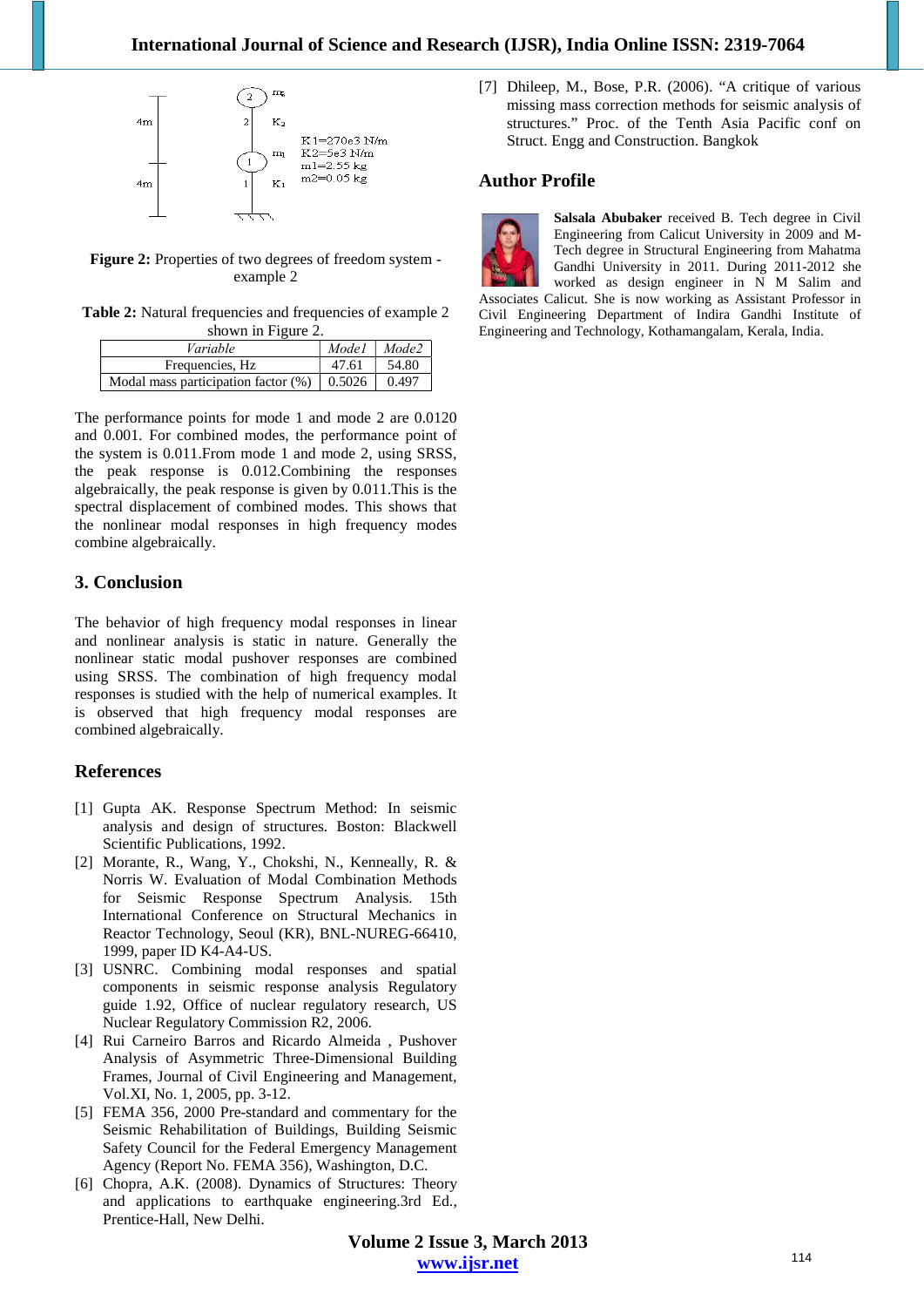4m

4m

2 $m_2$

2 $K_2$

1 $m_1$

1 $K_1$

K1=270e3 N/m
K2=5e3 N/m
m1=2.55 kg
m2=0.05 kg

**Figure 2:** Properties of two degrees of freedom system - example 2

**Table 2:** Natural frequencies and frequencies of example 2 shown in Figure 2.

| *Variable* | *Mode1* | *Mode2* |
|---|---|---|
| Frequencies, Hz | 47.61 | 54.80 |
| Modal mass participation factor (%) | 0.5026 | 0.497 |

The performance points for mode 1 and mode 2 are 0.0120 and 0.001. For combined modes, the performance point of the system is 0.011.From mode 1 and mode 2, using SRSS, the peak response is 0.012.Combining the responses algebraically, the peak response is given by 0.011.This is the spectral displacement of combined modes. This shows that the nonlinear modal responses in high frequency modes combine algebraically.

## 3. Conclusion

The behavior of high frequency modal responses in linear and nonlinear analysis is static in nature. Generally the nonlinear static modal pushover responses are combined using SRSS. The combination of high frequency modal responses is studied with the help of numerical examples. It is observed that high frequency modal responses are combined algebraically.

## References

[1] Gupta AK. Response Spectrum Method: In seismic analysis and design of structures. Boston: Blackwell Scientific Publications, 1992.

[2] Morante, R., Wang, Y., Chokshi, N., Kenneally, R. & Norris W. Evaluation of Modal Combination Methods for Seismic Response Spectrum Analysis. 15th International Conference on Structural Mechanics in Reactor Technology, Seoul (KR), BNL-NUREG-66410, 1999, paper ID K4-A4-US.

[3] USNRC. Combining modal responses and spatial components in seismic response analysis Regulatory guide 1.92, Office of nuclear regulatory research, US Nuclear Regulatory Commission R2, 2006.

[4] Rui Carneiro Barros and Ricardo Almeida , Pushover Analysis of Asymmetric Three-Dimensional Building Frames, Journal of Civil Engineering and Management, Vol.XI, No. 1, 2005, pp. 3-12.

[5] FEMA 356, 2000 Pre-standard and commentary for the Seismic Rehabilitation of Buildings, Building Seismic Safety Council for the Federal Emergency Management Agency (Report No. FEMA 356), Washington, D.C.

[6] Chopra, A.K. (2008). Dynamics of Structures: Theory and applications to earthquake engineering.3rd Ed., Prentice-Hall, New Delhi.

[7] Dhileep, M., Bose, P.R. (2006). “A critique of various missing mass correction methods for seismic analysis of structures.” Proc. of the Tenth Asia Pacific conf on Struct. Engg and Construction. Bangkok

## Author Profile

**Salsala Abubaker** received B. Tech degree in Civil Engineering from Calicut University in 2009 and M-Tech degree in Structural Engineering from Mahatma Gandhi University in 2011. During 2011-2012 she worked as design engineer in N M Salim and Associates Calicut. She is now working as Assistant Professor in Civil Engineering Department of Indira Gandhi Institute of Engineering and Technology, Kothamangalam, Kerala, India.